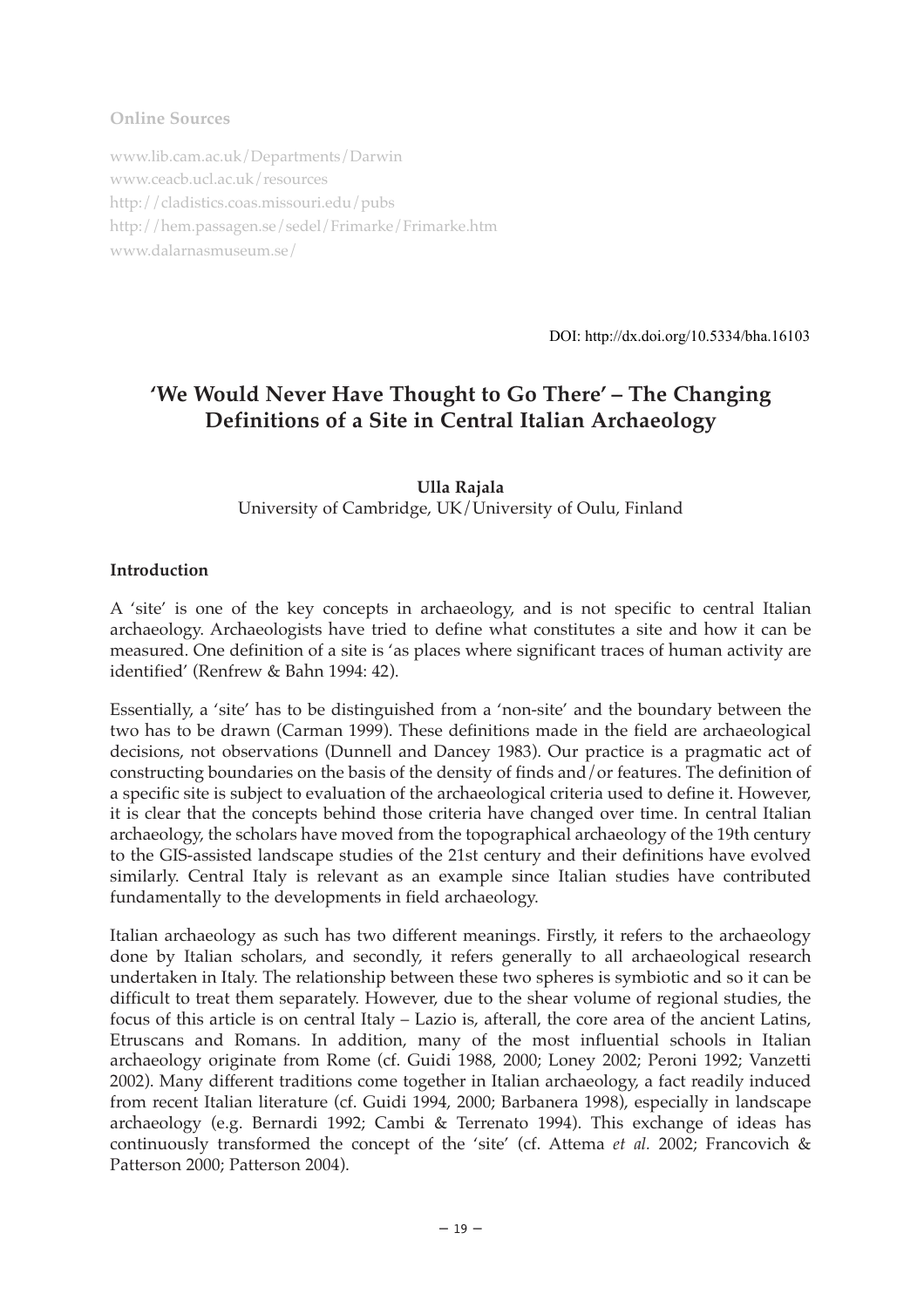**Online Sources**

www.lib.cam.ac.uk/Departments/Darwin
www.ceacb.ucl.ac.uk/resources
http://cladistics.coas.missouri.edu/pubs
http://hem.passagen.se/sedel/Frimarke/Frimarke.htm
www.dalarnasmuseum.se/

DOI: http://dx.doi.org/10.5334/bha.16103

# 'We Would Never Have Thought to Go There' – The Changing Definitions of a Site in Central Italian Archaeology

**Ulla Rajala**
University of Cambridge, UK/University of Oulu, Finland

## Introduction

A 'site' is one of the key concepts in archaeology, and is not specific to central Italian archaeology. Archaeologists have tried to define what constitutes a site and how it can be measured. One definition of a site is 'as places where significant traces of human activity are identified' (Renfrew & Bahn 1994: 42).

Essentially, a 'site' has to be distinguished from a 'non-site' and the boundary between the two has to be drawn (Carman 1999). These definitions made in the field are archaeological decisions, not observations (Dunnell and Dancey 1983). Our practice is a pragmatic act of constructing boundaries on the basis of the density of finds and/or features. The definition of a specific site is subject to evaluation of the archaeological criteria used to define it. However, it is clear that the concepts behind those criteria have changed over time. In central Italian archaeology, the scholars have moved from the topographical archaeology of the 19th century to the GIS-assisted landscape studies of the 21st century and their definitions have evolved similarly. Central Italy is relevant as an example since Italian studies have contributed fundamentally to the developments in field archaeology.

Italian archaeology as such has two different meanings. Firstly, it refers to the archaeology done by Italian scholars, and secondly, it refers generally to all archaeological research undertaken in Italy. The relationship between these two spheres is symbiotic and so it can be difficult to treat them separately. However, due to the shear volume of regional studies, the focus of this article is on central Italy – Lazio is, afterall, the core area of the ancient Latins, Etruscans and Romans. In addition, many of the most influential schools in Italian archaeology originate from Rome (cf. Guidi 1988, 2000; Loney 2002; Peroni 1992; Vanzetti 2002). Many different traditions come together in Italian archaeology, a fact readily induced from recent Italian literature (cf. Guidi 1994, 2000; Barbanera 1998), especially in landscape archaeology (e.g. Bernardi 1992; Cambi & Terrenato 1994). This exchange of ideas has continuously transformed the concept of the 'site' (cf. Attema *et al.* 2002; Francovich & Patterson 2000; Patterson 2004).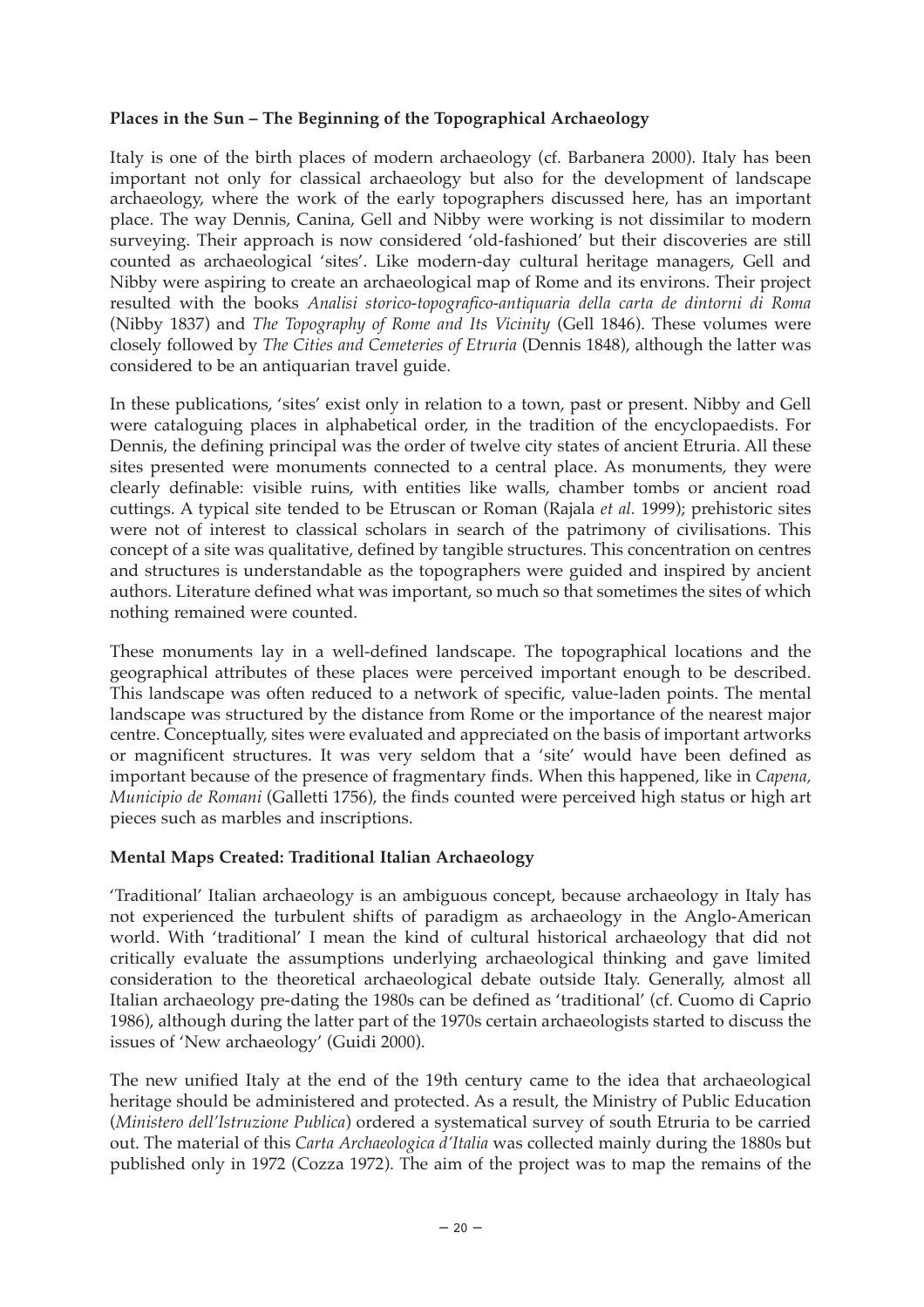**Places in the Sun – The Beginning of the Topographical Archaeology**

Italy is one of the birth places of modern archaeology (cf. Barbanera 2000). Italy has been important not only for classical archaeology but also for the development of landscape archaeology, where the work of the early topographers discussed here, has an important place. The way Dennis, Canina, Gell and Nibby were working is not dissimilar to modern surveying. Their approach is now considered 'old-fashioned' but their discoveries are still counted as archaeological 'sites'. Like modern-day cultural heritage managers, Gell and Nibby were aspiring to create an archaeological map of Rome and its environs. Their project resulted with the books *Analisi storico-topografico-antiquaria della carta de dintorni di Roma* (Nibby 1837) and *The Topography of Rome and Its Vicinity* (Gell 1846). These volumes were closely followed by *The Cities and Cemeteries of Etruria* (Dennis 1848), although the latter was considered to be an antiquarian travel guide.

In these publications, 'sites' exist only in relation to a town, past or present. Nibby and Gell were cataloguing places in alphabetical order, in the tradition of the encyclopaedists. For Dennis, the defining principal was the order of twelve city states of ancient Etruria. All these sites presented were monuments connected to a central place. As monuments, they were clearly definable: visible ruins, with entities like walls, chamber tombs or ancient road cuttings. A typical site tended to be Etruscan or Roman (Rajala *et al.* 1999); prehistoric sites were not of interest to classical scholars in search of the patrimony of civilisations. This concept of a site was qualitative, defined by tangible structures. This concentration on centres and structures is understandable as the topographers were guided and inspired by ancient authors. Literature defined what was important, so much so that sometimes the sites of which nothing remained were counted.

These monuments lay in a well-defined landscape. The topographical locations and the geographical attributes of these places were perceived important enough to be described. This landscape was often reduced to a network of specific, value-laden points. The mental landscape was structured by the distance from Rome or the importance of the nearest major centre. Conceptually, sites were evaluated and appreciated on the basis of important artworks or magnificent structures. It was very seldom that a 'site' would have been defined as important because of the presence of fragmentary finds. When this happened, like in *Capena, Municipio de Romani* (Galletti 1756), the finds counted were perceived high status or high art pieces such as marbles and inscriptions.

**Mental Maps Created: Traditional Italian Archaeology**

'Traditional' Italian archaeology is an ambiguous concept, because archaeology in Italy has not experienced the turbulent shifts of paradigm as archaeology in the Anglo-American world. With 'traditional' I mean the kind of cultural historical archaeology that did not critically evaluate the assumptions underlying archaeological thinking and gave limited consideration to the theoretical archaeological debate outside Italy. Generally, almost all Italian archaeology pre-dating the 1980s can be defined as 'traditional' (cf. Cuomo di Caprio 1986), although during the latter part of the 1970s certain archaeologists started to discuss the issues of 'New archaeology' (Guidi 2000).

The new unified Italy at the end of the 19th century came to the idea that archaeological heritage should be administered and protected. As a result, the Ministry of Public Education (*Ministero dell'Istruzione Publica*) ordered a systematical survey of south Etruria to be carried out. The material of this *Carta Archaeologica d'Italia* was collected mainly during the 1880s but published only in 1972 (Cozza 1972). The aim of the project was to map the remains of the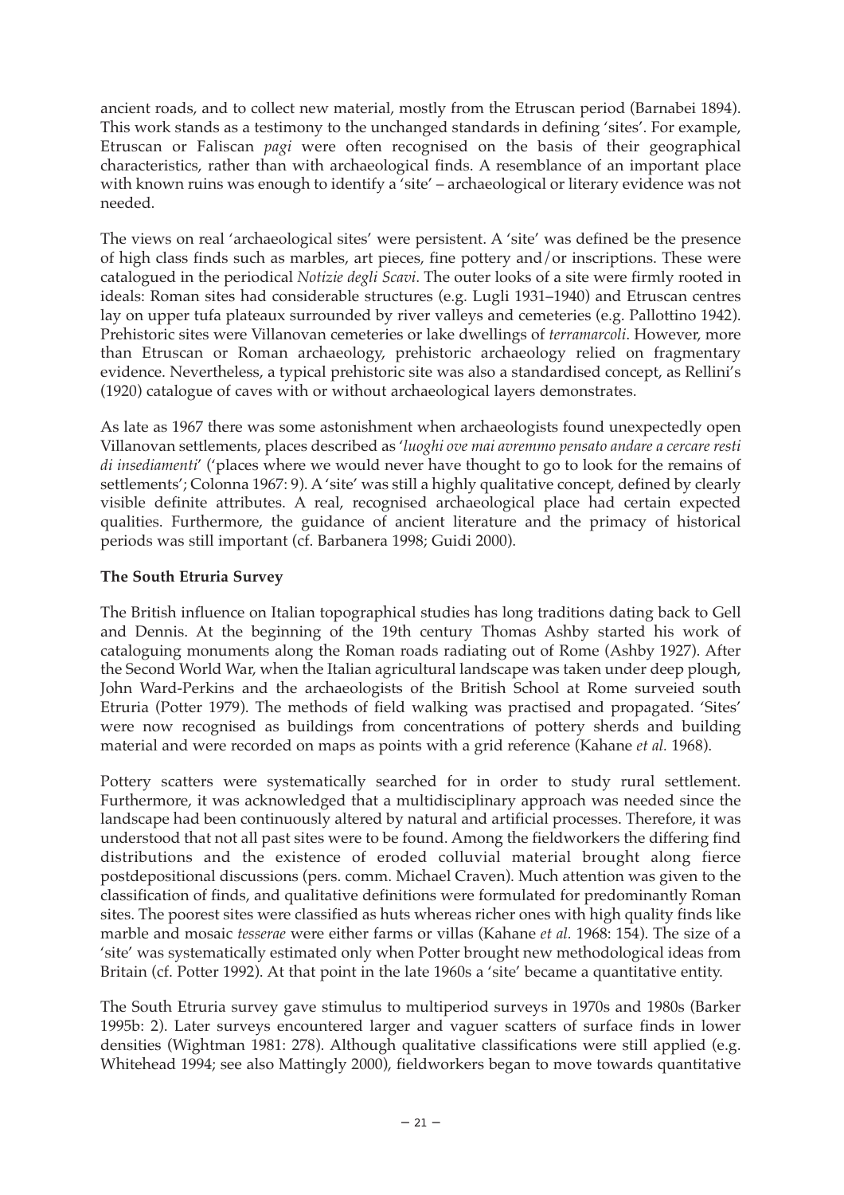ancient roads, and to collect new material, mostly from the Etruscan period (Barnabei 1894). This work stands as a testimony to the unchanged standards in defining 'sites'. For example, Etruscan or Faliscan *pagi* were often recognised on the basis of their geographical characteristics, rather than with archaeological finds. A resemblance of an important place with known ruins was enough to identify a 'site' – archaeological or literary evidence was not needed.

The views on real 'archaeological sites' were persistent. A 'site' was defined be the presence of high class finds such as marbles, art pieces, fine pottery and/or inscriptions. These were catalogued in the periodical *Notizie degli Scavi*. The outer looks of a site were firmly rooted in ideals: Roman sites had considerable structures (e.g. Lugli 1931–1940) and Etruscan centres lay on upper tufa plateaux surrounded by river valleys and cemeteries (e.g. Pallottino 1942). Prehistoric sites were Villanovan cemeteries or lake dwellings of *terramarcoli*. However, more than Etruscan or Roman archaeology, prehistoric archaeology relied on fragmentary evidence. Nevertheless, a typical prehistoric site was also a standardised concept, as Rellini's (1920) catalogue of caves with or without archaeological layers demonstrates.

As late as 1967 there was some astonishment when archaeologists found unexpectedly open Villanovan settlements, places described as '*luoghi ove mai avremmo pensato andare a cercare resti di insediamenti*' ('places where we would never have thought to go to look for the remains of settlements'; Colonna 1967: 9). A 'site' was still a highly qualitative concept, defined by clearly visible definite attributes. A real, recognised archaeological place had certain expected qualities. Furthermore, the guidance of ancient literature and the primacy of historical periods was still important (cf. Barbanera 1998; Guidi 2000).

**The South Etruria Survey**

The British influence on Italian topographical studies has long traditions dating back to Gell and Dennis. At the beginning of the 19th century Thomas Ashby started his work of cataloguing monuments along the Roman roads radiating out of Rome (Ashby 1927). After the Second World War, when the Italian agricultural landscape was taken under deep plough, John Ward-Perkins and the archaeologists of the British School at Rome surveied south Etruria (Potter 1979). The methods of field walking was practised and propagated. 'Sites' were now recognised as buildings from concentrations of pottery sherds and building material and were recorded on maps as points with a grid reference (Kahane *et al.* 1968).

Pottery scatters were systematically searched for in order to study rural settlement. Furthermore, it was acknowledged that a multidisciplinary approach was needed since the landscape had been continuously altered by natural and artificial processes. Therefore, it was understood that not all past sites were to be found. Among the fieldworkers the differing find distributions and the existence of eroded colluvial material brought along fierce postdepositional discussions (pers. comm. Michael Craven). Much attention was given to the classification of finds, and qualitative definitions were formulated for predominantly Roman sites. The poorest sites were classified as huts whereas richer ones with high quality finds like marble and mosaic *tesserae* were either farms or villas (Kahane *et al.* 1968: 154). The size of a 'site' was systematically estimated only when Potter brought new methodological ideas from Britain (cf. Potter 1992). At that point in the late 1960s a 'site' became a quantitative entity.

The South Etruria survey gave stimulus to multiperiod surveys in 1970s and 1980s (Barker 1995b: 2). Later surveys encountered larger and vaguer scatters of surface finds in lower densities (Wightman 1981: 278). Although qualitative classifications were still applied (e.g. Whitehead 1994; see also Mattingly 2000), fieldworkers began to move towards quantitative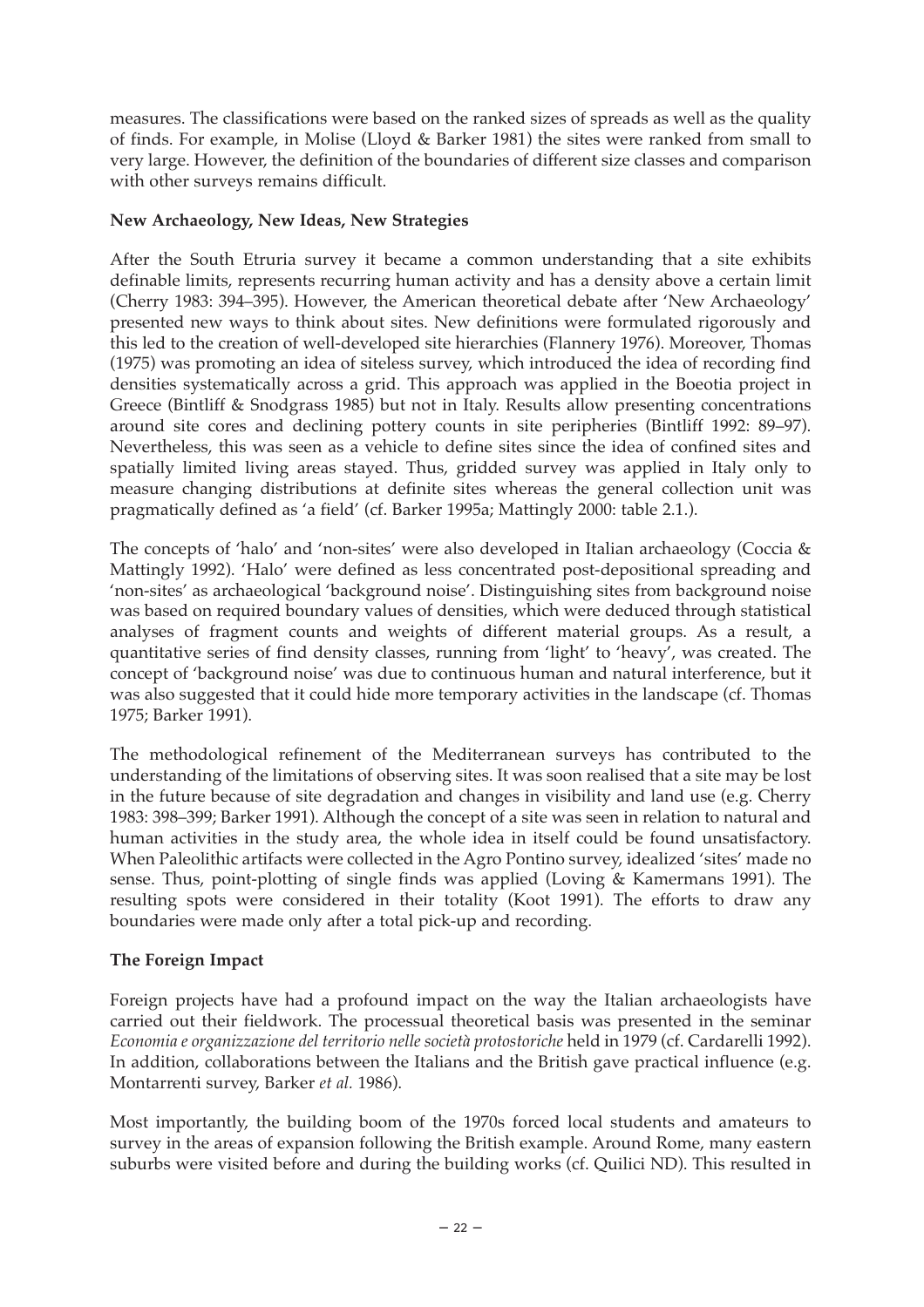measures. The classifications were based on the ranked sizes of spreads as well as the quality of finds. For example, in Molise (Lloyd & Barker 1981) the sites were ranked from small to very large. However, the definition of the boundaries of different size classes and comparison with other surveys remains difficult.

**New Archaeology, New Ideas, New Strategies**

After the South Etruria survey it became a common understanding that a site exhibits definable limits, represents recurring human activity and has a density above a certain limit (Cherry 1983: 394–395). However, the American theoretical debate after 'New Archaeology' presented new ways to think about sites. New definitions were formulated rigorously and this led to the creation of well-developed site hierarchies (Flannery 1976). Moreover, Thomas (1975) was promoting an idea of siteless survey, which introduced the idea of recording find densities systematically across a grid. This approach was applied in the Boeotia project in Greece (Bintliff & Snodgrass 1985) but not in Italy. Results allow presenting concentrations around site cores and declining pottery counts in site peripheries (Bintliff 1992: 89–97). Nevertheless, this was seen as a vehicle to define sites since the idea of confined sites and spatially limited living areas stayed. Thus, gridded survey was applied in Italy only to measure changing distributions at definite sites whereas the general collection unit was pragmatically defined as 'a field' (cf. Barker 1995a; Mattingly 2000: table 2.1.).

The concepts of 'halo' and 'non-sites' were also developed in Italian archaeology (Coccia & Mattingly 1992). 'Halo' were defined as less concentrated post-depositional spreading and 'non-sites' as archaeological 'background noise'. Distinguishing sites from background noise was based on required boundary values of densities, which were deduced through statistical analyses of fragment counts and weights of different material groups. As a result, a quantitative series of find density classes, running from 'light' to 'heavy', was created. The concept of 'background noise' was due to continuous human and natural interference, but it was also suggested that it could hide more temporary activities in the landscape (cf. Thomas 1975; Barker 1991).

The methodological refinement of the Mediterranean surveys has contributed to the understanding of the limitations of observing sites. It was soon realised that a site may be lost in the future because of site degradation and changes in visibility and land use (e.g. Cherry 1983: 398–399; Barker 1991). Although the concept of a site was seen in relation to natural and human activities in the study area, the whole idea in itself could be found unsatisfactory. When Paleolithic artifacts were collected in the Agro Pontino survey, idealized 'sites' made no sense. Thus, point-plotting of single finds was applied (Loving & Kamermans 1991). The resulting spots were considered in their totality (Koot 1991). The efforts to draw any boundaries were made only after a total pick-up and recording.

**The Foreign Impact**

Foreign projects have had a profound impact on the way the Italian archaeologists have carried out their fieldwork. The processual theoretical basis was presented in the seminar *Economia e organizzazione del territorio nelle società protostoriche* held in 1979 (cf. Cardarelli 1992). In addition, collaborations between the Italians and the British gave practical influence (e.g. Montarrenti survey, Barker *et al.* 1986).

Most importantly, the building boom of the 1970s forced local students and amateurs to survey in the areas of expansion following the British example. Around Rome, many eastern suburbs were visited before and during the building works (cf. Quilici ND). This resulted in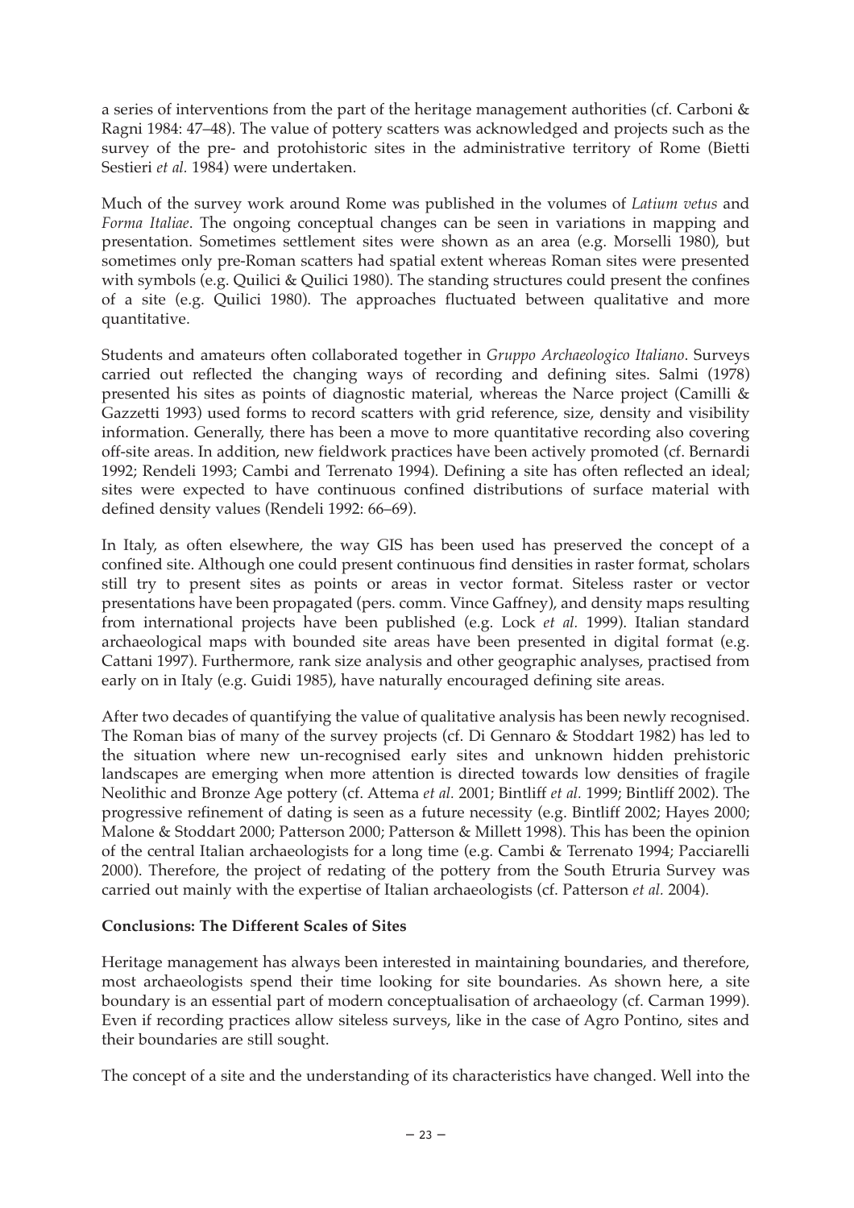a series of interventions from the part of the heritage management authorities (cf. Carboni & Ragni 1984: 47–48). The value of pottery scatters was acknowledged and projects such as the survey of the pre- and protohistoric sites in the administrative territory of Rome (Bietti Sestieri *et al.* 1984) were undertaken.

Much of the survey work around Rome was published in the volumes of *Latium vetus* and *Forma Italiae*. The ongoing conceptual changes can be seen in variations in mapping and presentation. Sometimes settlement sites were shown as an area (e.g. Morselli 1980), but sometimes only pre-Roman scatters had spatial extent whereas Roman sites were presented with symbols (e.g. Quilici & Quilici 1980). The standing structures could present the confines of a site (e.g. Quilici 1980). The approaches fluctuated between qualitative and more quantitative.

Students and amateurs often collaborated together in *Gruppo Archaeologico Italiano*. Surveys carried out reflected the changing ways of recording and defining sites. Salmi (1978) presented his sites as points of diagnostic material, whereas the Narce project (Camilli & Gazzetti 1993) used forms to record scatters with grid reference, size, density and visibility information. Generally, there has been a move to more quantitative recording also covering off-site areas. In addition, new fieldwork practices have been actively promoted (cf. Bernardi 1992; Rendeli 1993; Cambi and Terrenato 1994). Defining a site has often reflected an ideal; sites were expected to have continuous confined distributions of surface material with defined density values (Rendeli 1992: 66–69).

In Italy, as often elsewhere, the way GIS has been used has preserved the concept of a confined site. Although one could present continuous find densities in raster format, scholars still try to present sites as points or areas in vector format. Siteless raster or vector presentations have been propagated (pers. comm. Vince Gaffney), and density maps resulting from international projects have been published (e.g. Lock *et al.* 1999). Italian standard archaeological maps with bounded site areas have been presented in digital format (e.g. Cattani 1997). Furthermore, rank size analysis and other geographic analyses, practised from early on in Italy (e.g. Guidi 1985), have naturally encouraged defining site areas.

After two decades of quantifying the value of qualitative analysis has been newly recognised. The Roman bias of many of the survey projects (cf. Di Gennaro & Stoddart 1982) has led to the situation where new un-recognised early sites and unknown hidden prehistoric landscapes are emerging when more attention is directed towards low densities of fragile Neolithic and Bronze Age pottery (cf. Attema *et al.* 2001; Bintliff *et al.* 1999; Bintliff 2002). The progressive refinement of dating is seen as a future necessity (e.g. Bintliff 2002; Hayes 2000; Malone & Stoddart 2000; Patterson 2000; Patterson & Millett 1998). This has been the opinion of the central Italian archaeologists for a long time (e.g. Cambi & Terrenato 1994; Pacciarelli 2000). Therefore, the project of redating of the pottery from the South Etruria Survey was carried out mainly with the expertise of Italian archaeologists (cf. Patterson *et al.* 2004).

## Conclusions: The Different Scales of Sites

Heritage management has always been interested in maintaining boundaries, and therefore, most archaeologists spend their time looking for site boundaries. As shown here, a site boundary is an essential part of modern conceptualisation of archaeology (cf. Carman 1999). Even if recording practices allow siteless surveys, like in the case of Agro Pontino, sites and their boundaries are still sought.

The concept of a site and the understanding of its characteristics have changed. Well into the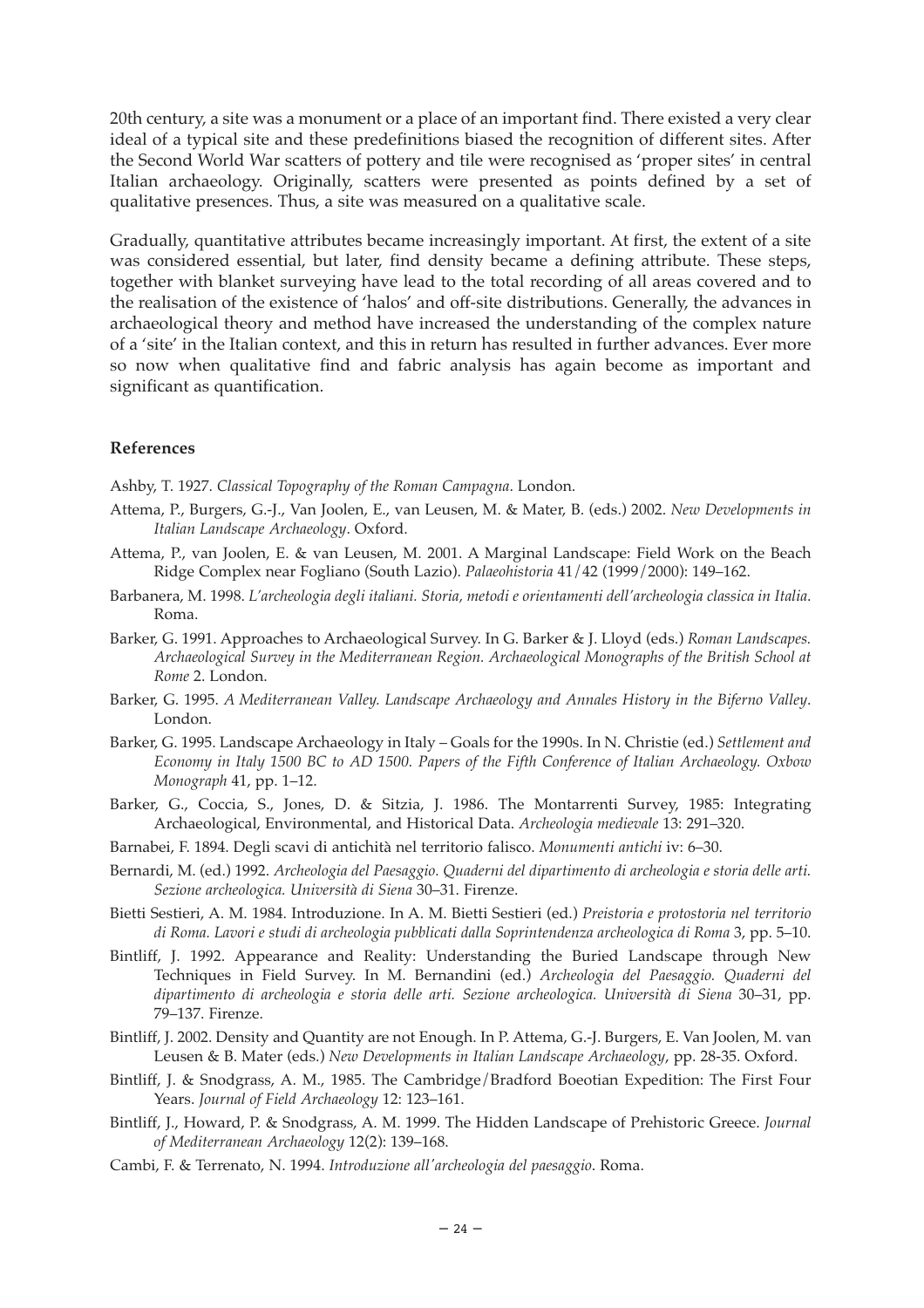20th century, a site was a monument or a place of an important find. There existed a very clear ideal of a typical site and these predefinitions biased the recognition of different sites. After the Second World War scatters of pottery and tile were recognised as 'proper sites' in central Italian archaeology. Originally, scatters were presented as points defined by a set of qualitative presences. Thus, a site was measured on a qualitative scale.

Gradually, quantitative attributes became increasingly important. At first, the extent of a site was considered essential, but later, find density became a defining attribute. These steps, together with blanket surveying have lead to the total recording of all areas covered and to the realisation of the existence of 'halos' and off-site distributions. Generally, the advances in archaeological theory and method have increased the understanding of the complex nature of a 'site' in the Italian context, and this in return has resulted in further advances. Ever more so now when qualitative find and fabric analysis has again become as important and significant as quantification.

### References

Ashby, T. 1927. *Classical Topography of the Roman Campagna*. London.

Attema, P., Burgers, G.-J., Van Joolen, E., van Leusen, M. & Mater, B. (eds.) 2002. *New Developments in Italian Landscape Archaeology*. Oxford.

Attema, P., van Joolen, E. & van Leusen, M. 2001. A Marginal Landscape: Field Work on the Beach Ridge Complex near Fogliano (South Lazio). *Palaeohistoria* 41/42 (1999/2000): 149–162.

Barbanera, M. 1998. *L'archeologia degli italiani. Storia, metodi e orientamenti dell'archeologia classica in Italia*. Roma.

Barker, G. 1991. Approaches to Archaeological Survey. In G. Barker & J. Lloyd (eds.) *Roman Landscapes. Archaeological Survey in the Mediterranean Region. Archaeological Monographs of the British School at Rome* 2. London.

Barker, G. 1995. *A Mediterranean Valley. Landscape Archaeology and Annales History in the Biferno Valley*. London.

Barker, G. 1995. Landscape Archaeology in Italy – Goals for the 1990s. In N. Christie (ed.) *Settlement and Economy in Italy 1500 BC to AD 1500. Papers of the Fifth Conference of Italian Archaeology. Oxbow Monograph* 41, pp. 1–12.

Barker, G., Coccia, S., Jones, D. & Sitzia, J. 1986. The Montarrenti Survey, 1985: Integrating Archaeological, Environmental, and Historical Data. *Archeologia medievale* 13: 291–320.

Barnabei, F. 1894. Degli scavi di antichità nel territorio falisco. *Monumenti antichi* iv: 6–30.

Bernardi, M. (ed.) 1992. *Archeologia del Paesaggio. Quaderni del dipartimento di archeologia e storia delle arti. Sezione archeologica. Università di Siena* 30–31. Firenze.

Bietti Sestieri, A. M. 1984. Introduzione. In A. M. Bietti Sestieri (ed.) *Preistoria e protostoria nel territorio di Roma. Lavori e studi di archeologia pubblicati dalla Soprintendenza archeologica di Roma* 3, pp. 5–10.

Bintliff, J. 1992. Appearance and Reality: Understanding the Buried Landscape through New Techniques in Field Survey. In M. Bernandini (ed.) *Archeologia del Paesaggio. Quaderni del dipartimento di archeologia e storia delle arti. Sezione archeologica. Università di Siena* 30–31, pp. 79–137. Firenze.

Bintliff, J. 2002. Density and Quantity are not Enough. In P. Attema, G.-J. Burgers, E. Van Joolen, M. van Leusen & B. Mater (eds.) *New Developments in Italian Landscape Archaeology*, pp. 28-35. Oxford.

Bintliff, J. & Snodgrass, A. M., 1985. The Cambridge/Bradford Boeotian Expedition: The First Four Years. *Journal of Field Archaeology* 12: 123–161.

Bintliff, J., Howard, P. & Snodgrass, A. M. 1999. The Hidden Landscape of Prehistoric Greece. *Journal of Mediterranean Archaeology* 12(2): 139–168.

Cambi, F. & Terrenato, N. 1994. *Introduzione all'archeologia del paesaggio*. Roma.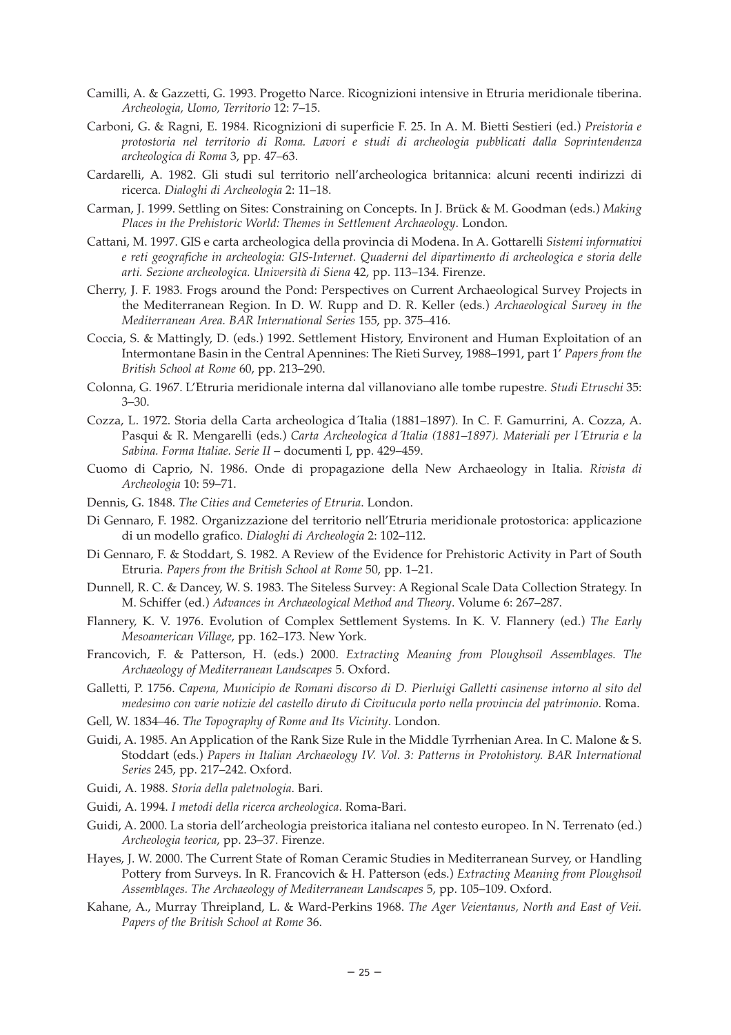Camilli, A. & Gazzetti, G. 1993. Progetto Narce. Ricognizioni intensive in Etruria meridionale tiberina. *Archeologia, Uomo, Territorio* 12: 7–15.

Carboni, G. & Ragni, E. 1984. Ricognizioni di superficie F. 25. In A. M. Bietti Sestieri (ed.) *Preistoria e protostoria nel territorio di Roma. Lavori e studi di archeologia pubblicati dalla Soprintendenza archeologica di Roma* 3, pp. 47–63.

Cardarelli, A. 1982. Gli studi sul territorio nell'archeologica britannica: alcuni recenti indirizzi di ricerca. *Dialoghi di Archeologia* 2: 11–18.

Carman, J. 1999. Settling on Sites: Constraining on Concepts. In J. Brück & M. Goodman (eds.) *Making Places in the Prehistoric World: Themes in Settlement Archaeology*. London.

Cattani, M. 1997. GIS e carta archeologica della provincia di Modena. In A. Gottarelli *Sistemi informativi e reti geografiche in archeologia: GIS-Internet. Quaderni del dipartimento di archeologica e storia delle arti. Sezione archeologica. Università di Siena* 42, pp. 113–134. Firenze.

Cherry, J. F. 1983. Frogs around the Pond: Perspectives on Current Archaeological Survey Projects in the Mediterranean Region. In D. W. Rupp and D. R. Keller (eds.) *Archaeological Survey in the Mediterranean Area. BAR International Series* 155, pp. 375–416.

Coccia, S. & Mattingly, D. (eds.) 1992. Settlement History, Environent and Human Exploitation of an Intermontane Basin in the Central Apennines: The Rieti Survey, 1988–1991, part 1' *Papers from the British School at Rome* 60, pp. 213–290.

Colonna, G. 1967. L'Etruria meridionale interna dal villanoviano alle tombe rupestre. *Studi Etruschi* 35: 3–30.

Cozza, L. 1972. Storia della Carta archeologica d´Italia (1881–1897). In C. F. Gamurrini, A. Cozza, A. Pasqui & R. Mengarelli (eds.) *Carta Archeologica d´Italia (1881–1897). Materiali per l´Etruria e la Sabina. Forma Italiae. Serie II* – documenti I, pp. 429–459.

Cuomo di Caprio, N. 1986. Onde di propagazione della New Archaeology in Italia. *Rivista di Archeologia* 10: 59–71.

Dennis, G. 1848. *The Cities and Cemeteries of Etruria*. London.

Di Gennaro, F. 1982. Organizzazione del territorio nell'Etruria meridionale protostorica: applicazione di un modello grafico. *Dialoghi di Archeologia* 2: 102–112.

Di Gennaro, F. & Stoddart, S. 1982. A Review of the Evidence for Prehistoric Activity in Part of South Etruria. *Papers from the British School at Rome* 50, pp. 1–21.

Dunnell, R. C. & Dancey, W. S. 1983. The Siteless Survey: A Regional Scale Data Collection Strategy. In M. Schiffer (ed.) *Advances in Archaeological Method and Theory*. Volume 6: 267–287.

Flannery, K. V. 1976. Evolution of Complex Settlement Systems. In K. V. Flannery (ed.) *The Early Mesoamerican Village*, pp. 162–173. New York.

Francovich, F. & Patterson, H. (eds.) 2000. *Extracting Meaning from Ploughsoil Assemblages. The Archaeology of Mediterranean Landscapes* 5. Oxford.

Galletti, P. 1756. *Capena, Municipio de Romani discorso di D. Pierluigi Galletti casinense intorno al sito del medesimo con varie notizie del castello diruto di Civitucula porto nella provincia del patrimonio*. Roma.

Gell, W. 1834–46. *The Topography of Rome and Its Vicinity*. London.

Guidi, A. 1985. An Application of the Rank Size Rule in the Middle Tyrrhenian Area. In C. Malone & S. Stoddart (eds.) *Papers in Italian Archaeology IV. Vol. 3: Patterns in Protohistory. BAR International Series* 245, pp. 217–242. Oxford.

Guidi, A. 1988. *Storia della paletnologia*. Bari.

Guidi, A. 1994. *I metodi della ricerca archeologica*. Roma-Bari.

Guidi, A. 2000. La storia dell'archeologia preistorica italiana nel contesto europeo. In N. Terrenato (ed.) *Archeologia teorica*, pp. 23–37. Firenze.

Hayes, J. W. 2000. The Current State of Roman Ceramic Studies in Mediterranean Survey, or Handling Pottery from Surveys. In R. Francovich & H. Patterson (eds.) *Extracting Meaning from Ploughsoil Assemblages. The Archaeology of Mediterranean Landscapes* 5, pp. 105–109. Oxford.

Kahane, A., Murray Threipland, L. & Ward-Perkins 1968. *The Ager Veientanus, North and East of Veii. Papers of the British School at Rome* 36.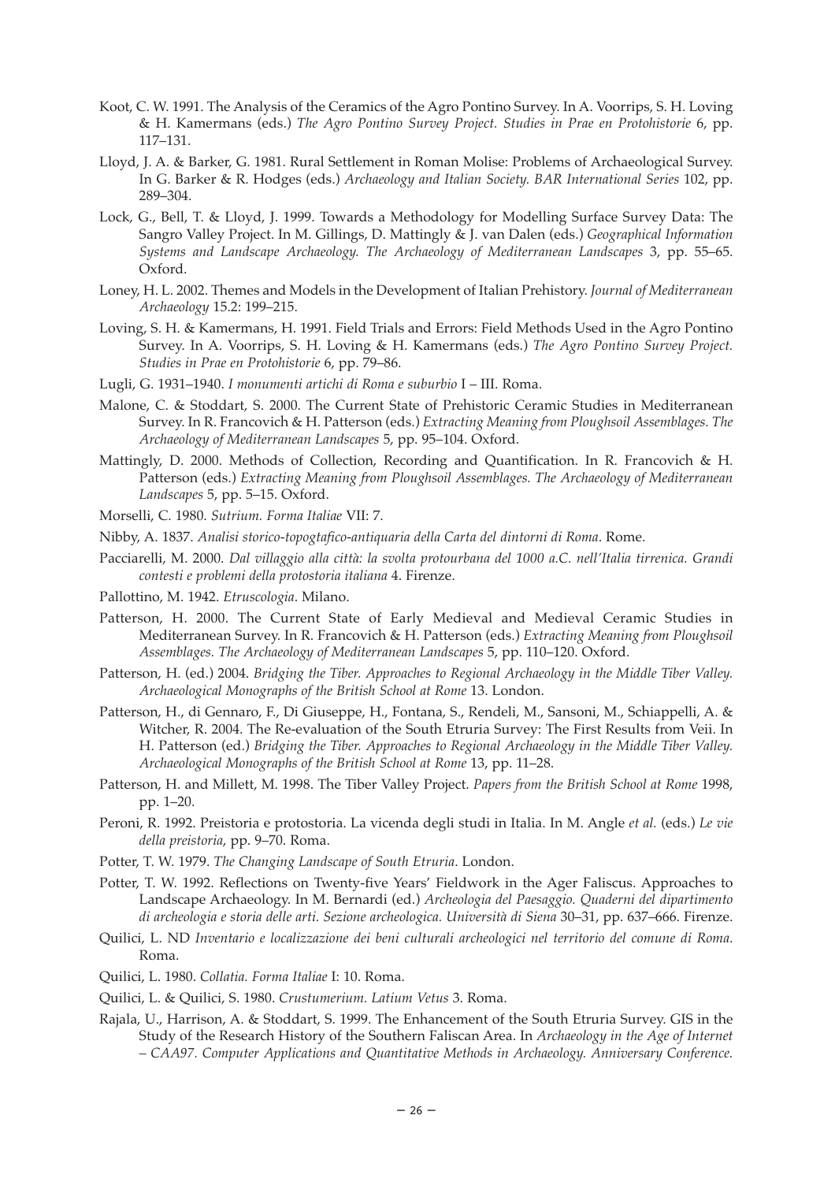Koot, C. W. 1991. The Analysis of the Ceramics of the Agro Pontino Survey. In A. Voorrips, S. H. Loving & H. Kamermans (eds.) *The Agro Pontino Survey Project. Studies in Prae en Protohistorie* 6, pp. 117–131.

Lloyd, J. A. & Barker, G. 1981. Rural Settlement in Roman Molise: Problems of Archaeological Survey. In G. Barker & R. Hodges (eds.) *Archaeology and Italian Society. BAR International Series* 102, pp. 289–304.

Lock, G., Bell, T. & Lloyd, J. 1999. Towards a Methodology for Modelling Surface Survey Data: The Sangro Valley Project. In M. Gillings, D. Mattingly & J. van Dalen (eds.) *Geographical Information Systems and Landscape Archaeology. The Archaeology of Mediterranean Landscapes* 3, pp. 55–65. Oxford.

Loney, H. L. 2002. Themes and Models in the Development of Italian Prehistory. *Journal of Mediterranean Archaeology* 15.2: 199–215.

Loving, S. H. & Kamermans, H. 1991. Field Trials and Errors: Field Methods Used in the Agro Pontino Survey. In A. Voorrips, S. H. Loving & H. Kamermans (eds.) *The Agro Pontino Survey Project. Studies in Prae en Protohistorie* 6, pp. 79–86.

Lugli, G. 1931–1940. *I monumenti artichi di Roma e suburbio* I – III. Roma.

Malone, C. & Stoddart, S. 2000. The Current State of Prehistoric Ceramic Studies in Mediterranean Survey. In R. Francovich & H. Patterson (eds.) *Extracting Meaning from Ploughsoil Assemblages. The Archaeology of Mediterranean Landscapes* 5, pp. 95–104. Oxford.

Mattingly, D. 2000. Methods of Collection, Recording and Quantification. In R. Francovich & H. Patterson (eds.) *Extracting Meaning from Ploughsoil Assemblages. The Archaeology of Mediterranean Landscapes* 5, pp. 5–15. Oxford.

Morselli, C. 1980. *Sutrium. Forma Italiae* VII: 7.

Nibby, A. 1837. *Analisi storico-topogtafico-antiquaria della Carta del dintorni di Roma*. Rome.

Pacciarelli, M. 2000. *Dal villaggio alla città: la svolta protourbana del 1000 a.C. nell'Italia tirrenica. Grandi contesti e problemi della protostoria italiana* 4. Firenze.

Pallottino, M. 1942. *Etruscologia*. Milano.

Patterson, H. 2000. The Current State of Early Medieval and Medieval Ceramic Studies in Mediterranean Survey. In R. Francovich & H. Patterson (eds.) *Extracting Meaning from Ploughsoil Assemblages. The Archaeology of Mediterranean Landscapes* 5, pp. 110–120. Oxford.

Patterson, H. (ed.) 2004. *Bridging the Tiber. Approaches to Regional Archaeology in the Middle Tiber Valley. Archaeological Monographs of the British School at Rome* 13. London.

Patterson, H., di Gennaro, F., Di Giuseppe, H., Fontana, S., Rendeli, M., Sansoni, M., Schiappelli, A. & Witcher, R. 2004. The Re-evaluation of the South Etruria Survey: The First Results from Veii. In H. Patterson (ed.) *Bridging the Tiber. Approaches to Regional Archaeology in the Middle Tiber Valley. Archaeological Monographs of the British School at Rome* 13, pp. 11–28.

Patterson, H. and Millett, M. 1998. The Tiber Valley Project. *Papers from the British School at Rome* 1998, pp. 1–20.

Peroni, R. 1992. Preistoria e protostoria. La vicenda degli studi in Italia. In M. Angle *et al.* (eds.) *Le vie della preistoria*, pp. 9–70. Roma.

Potter, T. W. 1979. *The Changing Landscape of South Etruria*. London.

Potter, T. W. 1992. Reflections on Twenty-five Years' Fieldwork in the Ager Faliscus. Approaches to Landscape Archaeology. In M. Bernardi (ed.) *Archeologia del Paesaggio. Quaderni del dipartimento di archeologia e storia delle arti. Sezione archeologica. Università di Siena* 30–31, pp. 637–666. Firenze.

Quilici, L. ND *Inventario e localizzazione dei beni culturali archeologici nel territorio del comune di Roma*. Roma.

Quilici, L. 1980. *Collatia. Forma Italiae* I: 10. Roma.

Quilici, L. & Quilici, S. 1980. *Crustumerium. Latium Vetus* 3. Roma.

Rajala, U., Harrison, A. & Stoddart, S. 1999. The Enhancement of the South Etruria Survey. GIS in the Study of the Research History of the Southern Faliscan Area. In *Archaeology in the Age of Internet – CAA97. Computer Applications and Quantitative Methods in Archaeology. Anniversary Conference.*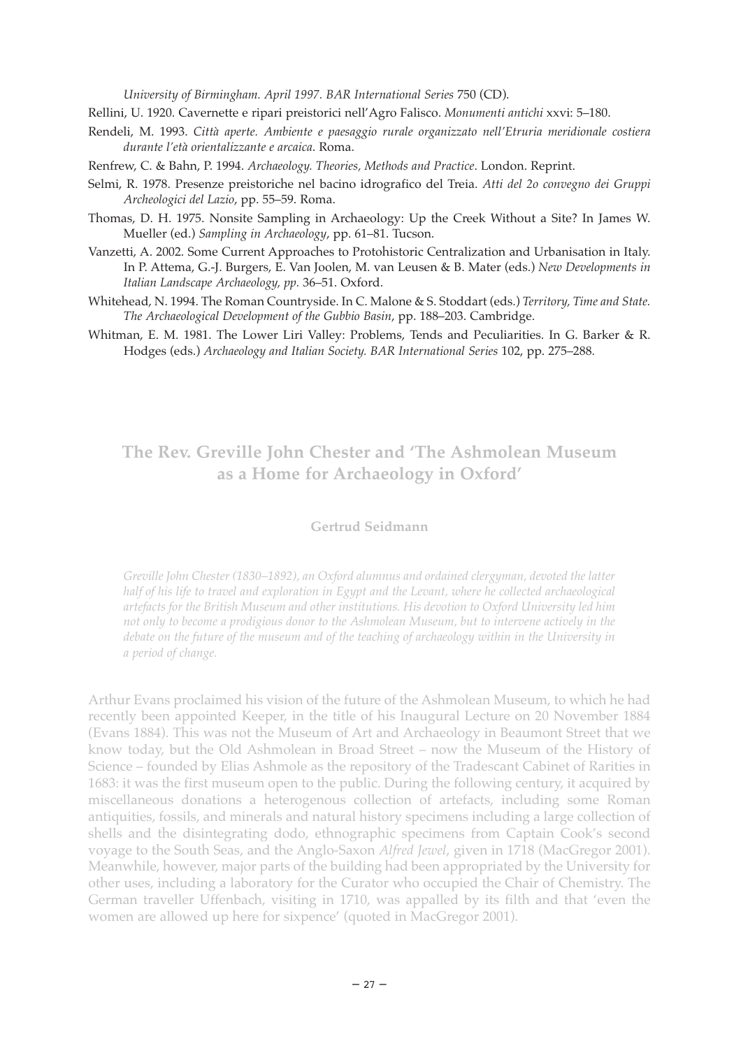*University of Birmingham. April 1997*. *BAR International Series* 750 (CD).

Rellini, U. 1920. Cavernette e ripari preistorici nell'Agro Falisco. *Monumenti antichi* xxvi: 5–180.

Rendeli, M. 1993. *Città aperte. Ambiente e paesaggio rurale organizzato nell'Etruria meridionale costiera durante l'età orientalizzante e arcaica*. Roma.

Renfrew, C. & Bahn, P. 1994. *Archaeology. Theories, Methods and Practice*. London. Reprint.

Selmi, R. 1978. Presenze preistoriche nel bacino idrografico del Treia. *Atti del 2o convegno dei Gruppi Archeologici del Lazio*, pp. 55–59. Roma.

Thomas, D. H. 1975. Nonsite Sampling in Archaeology: Up the Creek Without a Site? In James W. Mueller (ed.) *Sampling in Archaeology*, pp. 61–81. Tucson.

Vanzetti, A. 2002. Some Current Approaches to Protohistoric Centralization and Urbanisation in Italy. In P. Attema, G.-J. Burgers, E. Van Joolen, M. van Leusen & B. Mater (eds.) *New Developments in Italian Landscape Archaeology, pp.* 36–51. Oxford.

Whitehead, N. 1994. The Roman Countryside. In C. Malone & S. Stoddart (eds.) *Territory, Time and State. The Archaeological Development of the Gubbio Basin*, pp. 188–203. Cambridge.

Whitman, E. M. 1981. The Lower Liri Valley: Problems, Tends and Peculiarities. In G. Barker & R. Hodges (eds.) *Archaeology and Italian Society. BAR International Series* 102, pp. 275–288.

# The Rev. Greville John Chester and 'The Ashmolean Museum as a Home for Archaeology in Oxford'

**Gertrud Seidmann**

*Greville John Chester (1830–1892), an Oxford alumnus and ordained clergyman, devoted the latter half of his life to travel and exploration in Egypt and the Levant, where he collected archaeological artefacts for the British Museum and other institutions. His devotion to Oxford University led him not only to become a prodigious donor to the Ashmolean Museum, but to intervene actively in the debate on the future of the museum and of the teaching of archaeology within in the University in a period of change.*

Arthur Evans proclaimed his vision of the future of the Ashmolean Museum, to which he had recently been appointed Keeper, in the title of his Inaugural Lecture on 20 November 1884 (Evans 1884). This was not the Museum of Art and Archaeology in Beaumont Street that we know today, but the Old Ashmolean in Broad Street – now the Museum of the History of Science – founded by Elias Ashmole as the repository of the Tradescant Cabinet of Rarities in 1683: it was the first museum open to the public. During the following century, it acquired by miscellaneous donations a heterogenous collection of artefacts, including some Roman antiquities, fossils, and minerals and natural history specimens including a large collection of shells and the disintegrating dodo, ethnographic specimens from Captain Cook's second voyage to the South Seas, and the Anglo-Saxon *Alfred Jewel*, given in 1718 (MacGregor 2001). Meanwhile, however, major parts of the building had been appropriated by the University for other uses, including a laboratory for the Curator who occupied the Chair of Chemistry. The German traveller Uffenbach, visiting in 1710, was appalled by its filth and that 'even the women are allowed up here for sixpence' (quoted in MacGregor 2001).